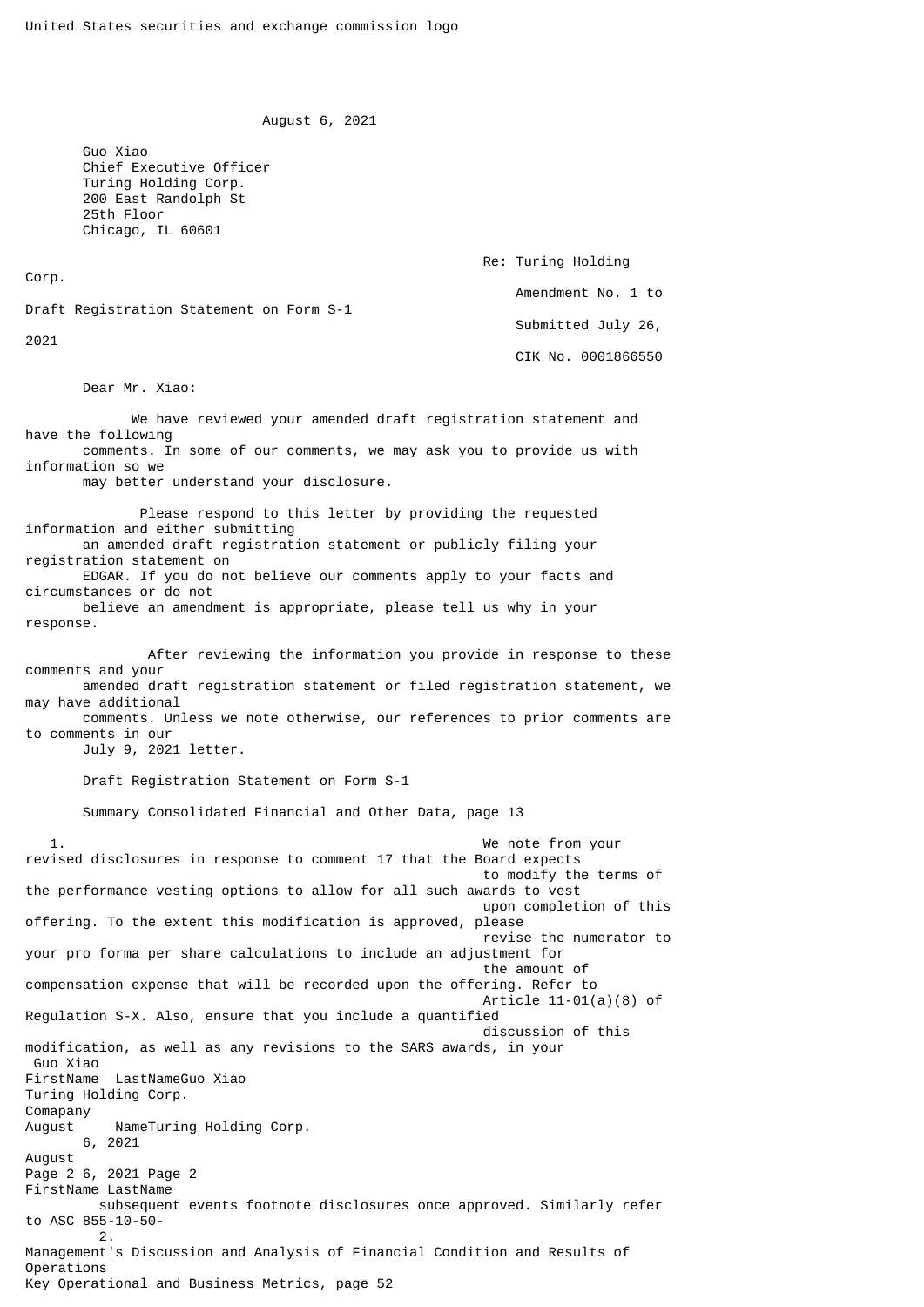United States securities and exchange commission logo

August 6, 2021

Guo Xiao
Chief Executive Officer
Turing Holding Corp.
200 East Randolph St
25th Floor
Chicago, IL 60601

Re: Turing Holding Corp.
Amendment No. 1 to Draft Registration Statement on Form S-1
Submitted July 26, 2021
CIK No. 0001866550

Dear Mr. Xiao:

We have reviewed your amended draft registration statement and have the following comments. In some of our comments, we may ask you to provide us with information so we may better understand your disclosure.

Please respond to this letter by providing the requested information and either submitting an amended draft registration statement or publicly filing your registration statement on EDGAR. If you do not believe our comments apply to your facts and circumstances or do not believe an amendment is appropriate, please tell us why in your response.

After reviewing the information you provide in response to these comments and your amended draft registration statement or filed registration statement, we may have additional comments. Unless we note otherwise, our references to prior comments are to comments in our July 9, 2021 letter.

Draft Registration Statement on Form S-1

Summary Consolidated Financial and Other Data, page 13

1. We note from your revised disclosures in response to comment 17 that the Board expects to modify the terms of the performance vesting options to allow for all such awards to vest upon completion of this offering. To the extent this modification is approved, please revise the numerator to your pro forma per share calculations to include an adjustment for the amount of compensation expense that will be recorded upon the offering. Refer to Article 11-01(a)(8) of Regulation S-X. Also, ensure that you include a quantified discussion of this modification, as well as any revisions to the SARS awards, in your subsequent events footnote disclosures once approved. Similarly refer to ASC 855-10-50-

2. Management's Discussion and Analysis of Financial Condition and Results of Operations
Key Operational and Business Metrics, page 52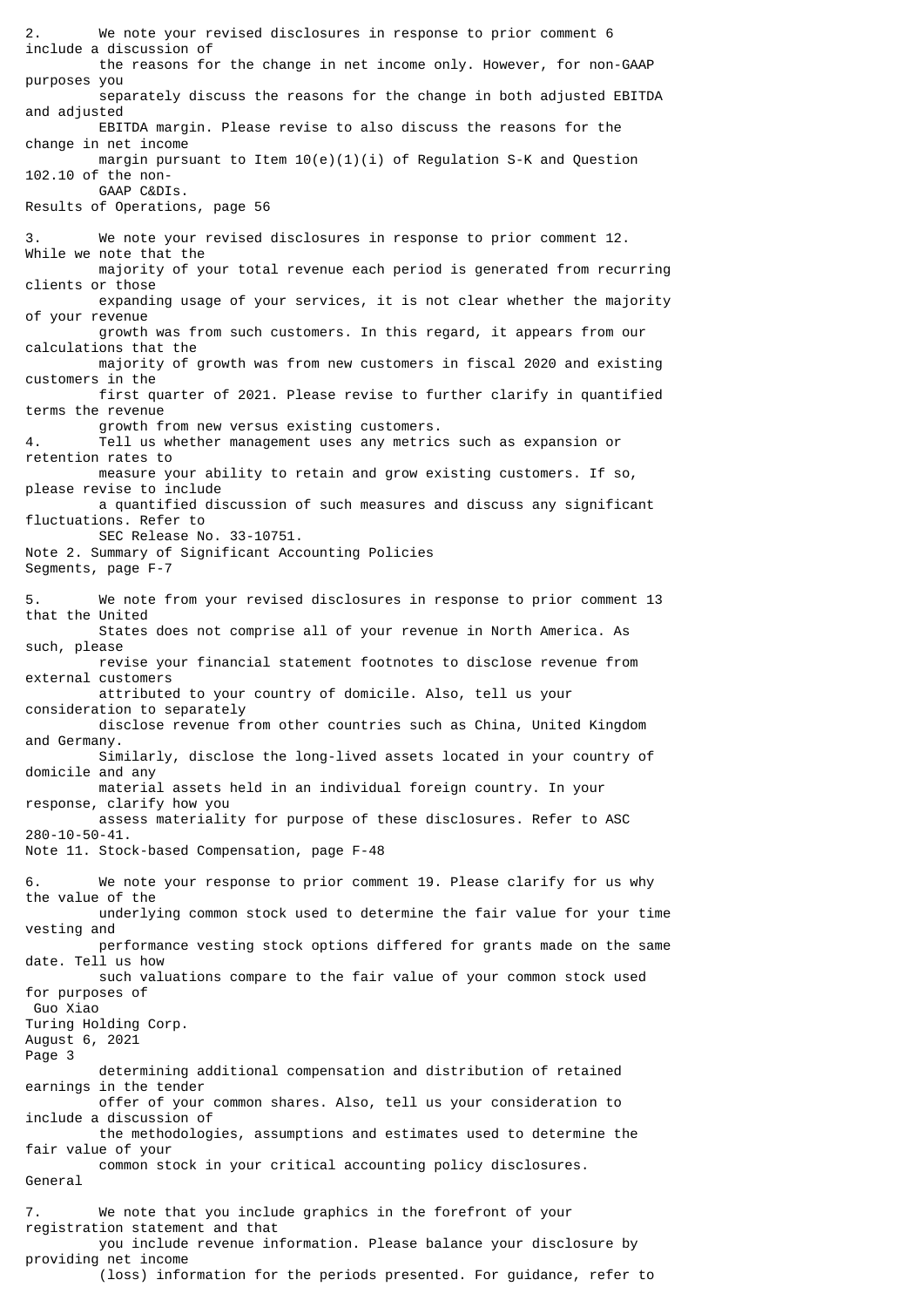2. We note your revised disclosures in response to prior comment 6 include a discussion of the reasons for the change in net income only. However, for non-GAAP purposes you separately discuss the reasons for the change in both adjusted EBITDA and adjusted EBITDA margin. Please revise to also discuss the reasons for the change in net income margin pursuant to Item 10(e)(1)(i) of Regulation S-K and Question 102.10 of the non-GAAP C&DIs.

Results of Operations, page 56

3. We note your revised disclosures in response to prior comment 12. While we note that the majority of your total revenue each period is generated from recurring clients or those expanding usage of your services, it is not clear whether the majority of your revenue growth was from such customers. In this regard, it appears from our calculations that the majority of growth was from new customers in fiscal 2020 and existing customers in the first quarter of 2021. Please revise to further clarify in quantified terms the revenue growth from new versus existing customers.

4. Tell us whether management uses any metrics such as expansion or retention rates to measure your ability to retain and grow existing customers. If so, please revise to include a quantified discussion of such measures and discuss any significant fluctuations. Refer to SEC Release No. 33-10751.

Note 2. Summary of Significant Accounting Policies
Segments, page F-7

5. We note from your revised disclosures in response to prior comment 13 that the United States does not comprise all of your revenue in North America. As such, please revise your financial statement footnotes to disclose revenue from external customers attributed to your country of domicile. Also, tell us your consideration to separately disclose revenue from other countries such as China, United Kingdom and Germany. Similarly, disclose the long-lived assets located in your country of domicile and any material assets held in an individual foreign country. In your response, clarify how you assess materiality for purpose of these disclosures. Refer to ASC 280-10-50-41.

Note 11. Stock-based Compensation, page F-48

6. We note your response to prior comment 19. Please clarify for us why the value of the underlying common stock used to determine the fair value for your time vesting and performance vesting stock options differed for grants made on the same date. Tell us how such valuations compare to the fair value of your common stock used for purposes of determining additional compensation and distribution of retained earnings in the tender offer of your common shares. Also, tell us your consideration to include a discussion of the methodologies, assumptions and estimates used to determine the fair value of your common stock in your critical accounting policy disclosures.

General

7. We note that you include graphics in the forefront of your registration statement and that you include revenue information. Please balance your disclosure by providing net income (loss) information for the periods presented. For guidance, refer to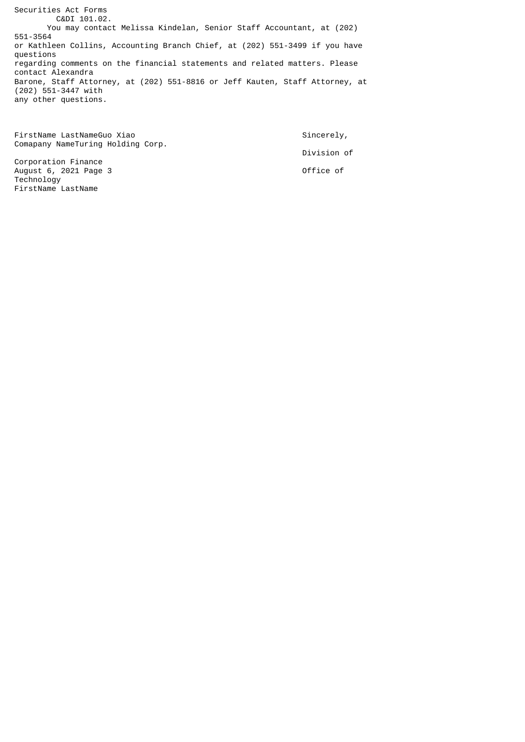Securities Act Forms C&DI 101.02.

You may contact Melissa Kindelan, Senior Staff Accountant, at (202) 551-3564 or Kathleen Collins, Accounting Branch Chief, at (202) 551-3499 if you have questions regarding comments on the financial statements and related matters. Please contact Alexandra Barone, Staff Attorney, at (202) 551-8816 or Jeff Kauten, Staff Attorney, at (202) 551-3447 with any other questions.

Sincerely,

Division of Corporation Finance
Office of Technology